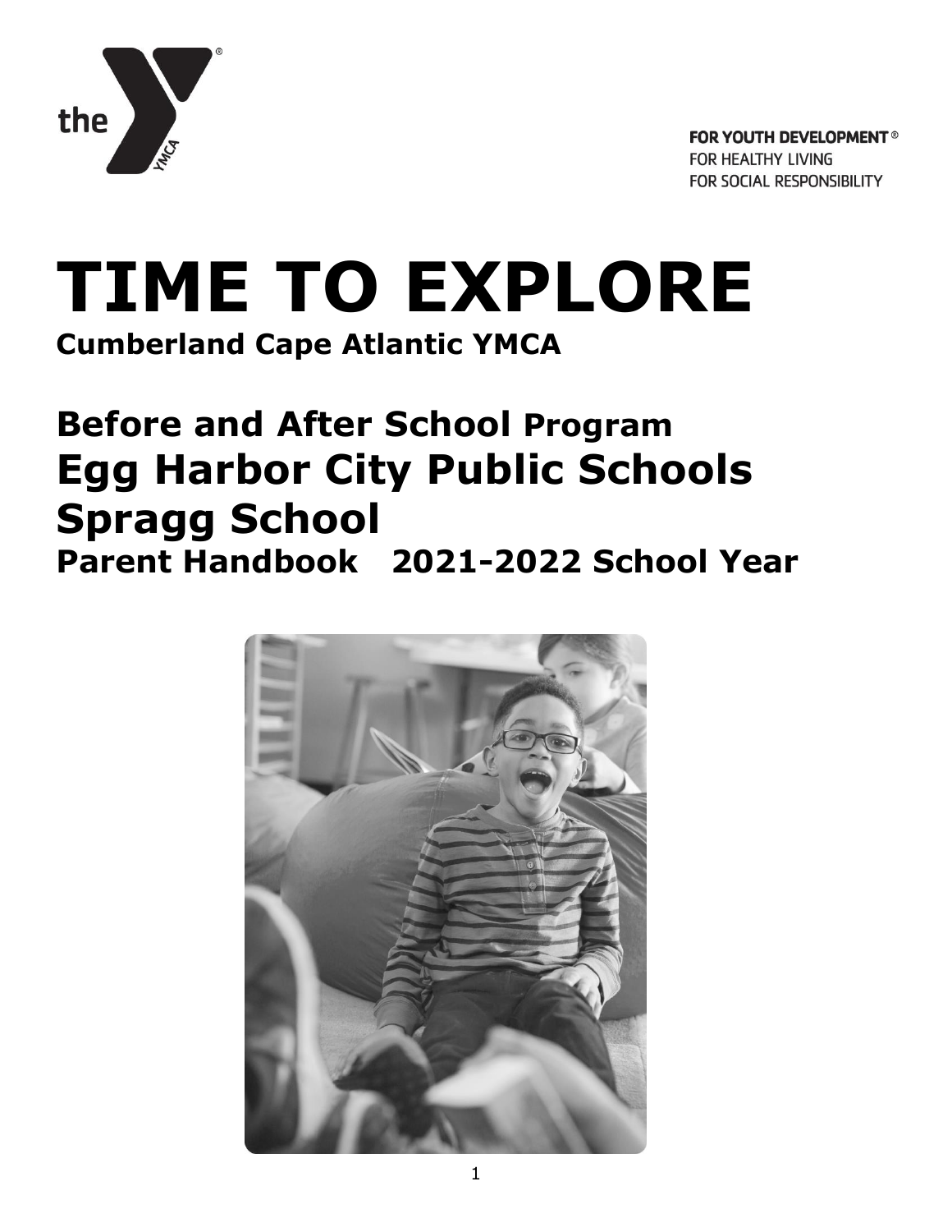FOR YOUTH DEVELOPMENT®
FOR HEALTHY LIVING
FOR SOCIAL RESPONSIBILITY

# TIME TO EXPLORE

**Cumberland Cape Atlantic YMCA**

## Before and After School Program
## Egg Harbor City Public Schools
## Spragg School
### Parent Handbook 2021-2022 School Year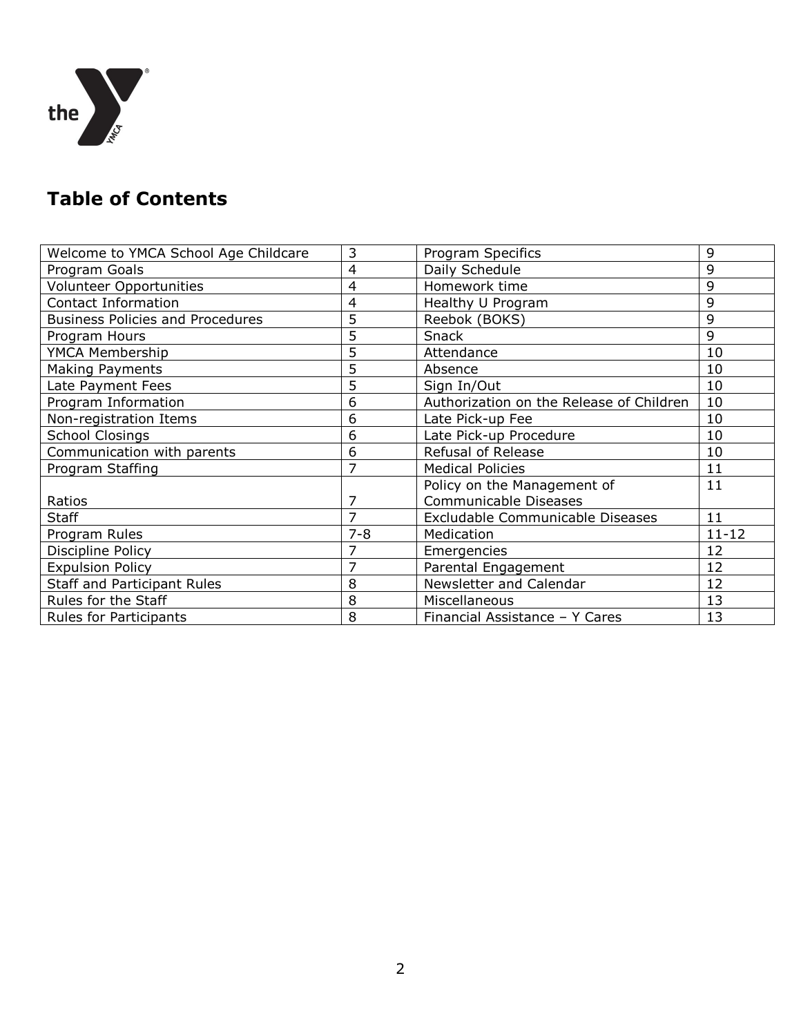## Table of Contents

| | | | |
|---|---|---|---|
| Welcome to YMCA School Age Childcare | 3 | Program Specifics | 9 |
| Program Goals | 4 | Daily Schedule | 9 |
| Volunteer Opportunities | 4 | Homework time | 9 |
| Contact Information | 4 | Healthy U Program | 9 |
| Business Policies and Procedures | 5 | Reebok (BOKS) | 9 |
| Program Hours | 5 | Snack | 9 |
| YMCA Membership | 5 | Attendance | 10 |
| Making Payments | 5 | Absence | 10 |
| Late Payment Fees | 5 | Sign In/Out | 10 |
| Program Information | 6 | Authorization on the Release of Children | 10 |
| Non-registration Items | 6 | Late Pick-up Fee | 10 |
| School Closings | 6 | Late Pick-up Procedure | 10 |
| Communication with parents | 6 | Refusal of Release | 10 |
| Program Staffing | 7 | Medical Policies | 11 |
| Ratios | 7 | Policy on the Management of Communicable Diseases | 11 |
| Staff | 7 | Excludable Communicable Diseases | 11 |
| Program Rules | 7-8 | Medication | 11-12 |
| Discipline Policy | 7 | Emergencies | 12 |
| Expulsion Policy | 7 | Parental Engagement | 12 |
| Staff and Participant Rules | 8 | Newsletter and Calendar | 12 |
| Rules for the Staff | 8 | Miscellaneous | 13 |
| Rules for Participants | 8 | Financial Assistance – Y Cares | 13 |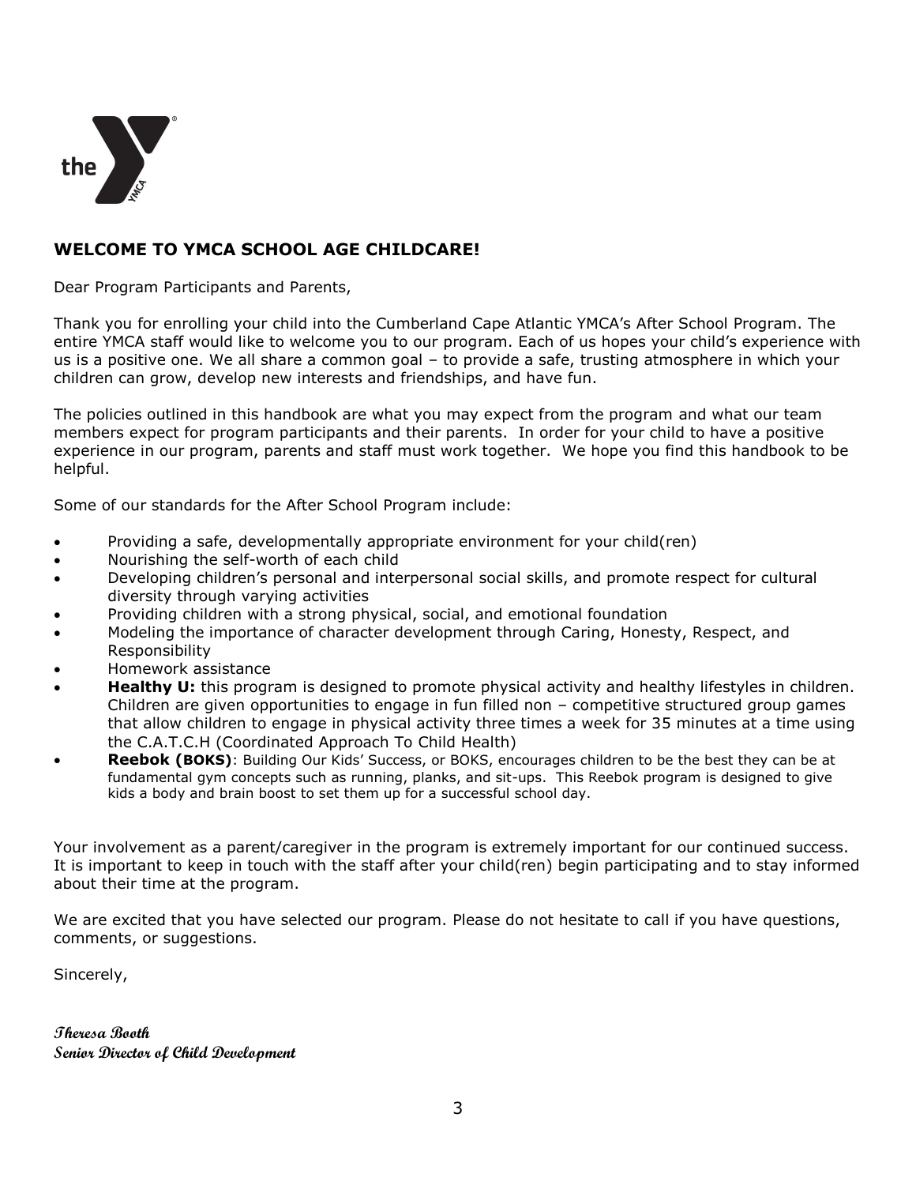## WELCOME TO YMCA SCHOOL AGE CHILDCARE!

Dear Program Participants and Parents,

Thank you for enrolling your child into the Cumberland Cape Atlantic YMCA's After School Program. The entire YMCA staff would like to welcome you to our program. Each of us hopes your child's experience with us is a positive one. We all share a common goal – to provide a safe, trusting atmosphere in which your children can grow, develop new interests and friendships, and have fun.

The policies outlined in this handbook are what you may expect from the program and what our team members expect for program participants and their parents. In order for your child to have a positive experience in our program, parents and staff must work together. We hope you find this handbook to be helpful.

Some of our standards for the After School Program include:

- Providing a safe, developmentally appropriate environment for your child(ren)
- Nourishing the self-worth of each child
- Developing children's personal and interpersonal social skills, and promote respect for cultural diversity through varying activities
- Providing children with a strong physical, social, and emotional foundation
- Modeling the importance of character development through Caring, Honesty, Respect, and Responsibility
- Homework assistance
- **Healthy U:** this program is designed to promote physical activity and healthy lifestyles in children. Children are given opportunities to engage in fun filled non – competitive structured group games that allow children to engage in physical activity three times a week for 35 minutes at a time using the C.A.T.C.H (Coordinated Approach To Child Health)
- **Reebok (BOKS)**: Building Our Kids' Success, or BOKS, encourages children to be the best they can be at fundamental gym concepts such as running, planks, and sit-ups. This Reebok program is designed to give kids a body and brain boost to set them up for a successful school day.

Your involvement as a parent/caregiver in the program is extremely important for our continued success. It is important to keep in touch with the staff after your child(ren) begin participating and to stay informed about their time at the program.

We are excited that you have selected our program. Please do not hesitate to call if you have questions, comments, or suggestions.

Sincerely,

***Theresa Booth***
***Senior Director of Child Development***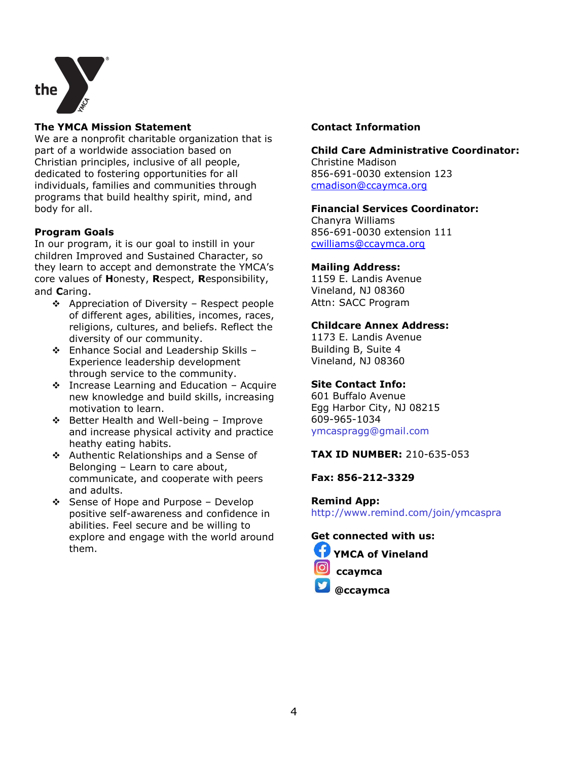## The YMCA Mission Statement

We are a nonprofit charitable organization that is part of a worldwide association based on Christian principles, inclusive of all people, dedicated to fostering opportunities for all individuals, families and communities through programs that build healthy spirit, mind, and body for all.

## Program Goals

In our program, it is our goal to instill in your children Improved and Sustained Character, so they learn to accept and demonstrate the YMCA's core values of **H**onesty, **R**espect, **R**esponsibility, and **C**aring.

- Appreciation of Diversity – Respect people of different ages, abilities, incomes, races, religions, cultures, and beliefs. Reflect the diversity of our community.
- Enhance Social and Leadership Skills – Experience leadership development through service to the community.
- Increase Learning and Education – Acquire new knowledge and build skills, increasing motivation to learn.
- Better Health and Well-being – Improve and increase physical activity and practice heathy eating habits.
- Authentic Relationships and a Sense of Belonging – Learn to care about, communicate, and cooperate with peers and adults.
- Sense of Hope and Purpose – Develop positive self-awareness and confidence in abilities. Feel secure and be willing to explore and engage with the world around them.

## Contact Information

**Child Care Administrative Coordinator:**
Christine Madison
856-691-0030 extension 123
cmadison@ccaymca.org

**Financial Services Coordinator:**
Chanyra Williams
856-691-0030 extension 111
cwilliams@ccaymca.org

**Mailing Address:**
1159 E. Landis Avenue
Vineland, NJ 08360
Attn: SACC Program

**Childcare Annex Address:**
1173 E. Landis Avenue
Building B, Suite 4
Vineland, NJ 08360

**Site Contact Info:**
601 Buffalo Avenue
Egg Harbor City, NJ 08215
609-965-1034
ymcaspragg@gmail.com

**TAX ID NUMBER:** 210-635-053

**Fax: 856-212-3329**

**Remind App:**
http://www.remind.com/join/ymcaspra

**Get connected with us:**

**YMCA of Vineland**
**ccaymca**
**@ccaymca**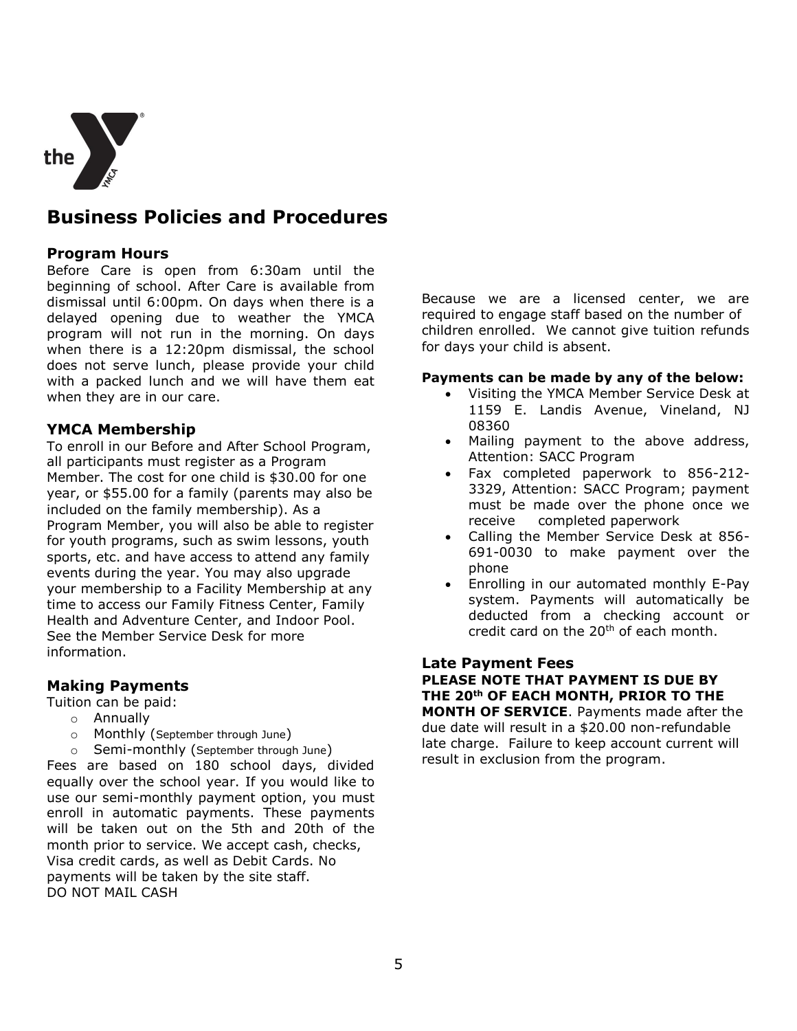# Business Policies and Procedures

## Program Hours

Before Care is open from 6:30am until the beginning of school. After Care is available from dismissal until 6:00pm. On days when there is a delayed opening due to weather the YMCA program will not run in the morning. On days when there is a 12:20pm dismissal, the school does not serve lunch, please provide your child with a packed lunch and we will have them eat when they are in our care.

## YMCA Membership

To enroll in our Before and After School Program, all participants must register as a Program Member. The cost for one child is $30.00 for one year, or $55.00 for a family (parents may also be included on the family membership). As a Program Member, you will also be able to register for youth programs, such as swim lessons, youth sports, etc. and have access to attend any family events during the year. You may also upgrade your membership to a Facility Membership at any time to access our Family Fitness Center, Family Health and Adventure Center, and Indoor Pool. See the Member Service Desk for more information.

## Making Payments

Tuition can be paid:

- Annually
- Monthly (September through June)
- Semi-monthly (September through June)

Fees are based on 180 school days, divided equally over the school year. If you would like to use our semi-monthly payment option, you must enroll in automatic payments. These payments will be taken out on the 5th and 20th of the month prior to service. We accept cash, checks, Visa credit cards, as well as Debit Cards. No payments will be taken by the site staff.
DO NOT MAIL CASH

Because we are a licensed center, we are required to engage staff based on the number of children enrolled. We cannot give tuition refunds for days your child is absent.

**Payments can be made by any of the below:**

- Visiting the YMCA Member Service Desk at 1159 E. Landis Avenue, Vineland, NJ 08360
- Mailing payment to the above address, Attention: SACC Program
- Fax completed paperwork to 856-212-3329, Attention: SACC Program; payment must be made over the phone once we receive completed paperwork
- Calling the Member Service Desk at 856-691-0030 to make payment over the phone
- Enrolling in our automated monthly E-Pay system. Payments will automatically be deducted from a checking account or credit card on the 20th of each month.

## Late Payment Fees

**PLEASE NOTE THAT PAYMENT IS DUE BY THE 20th OF EACH MONTH, PRIOR TO THE MONTH OF SERVICE**. Payments made after the due date will result in a $20.00 non-refundable late charge. Failure to keep account current will result in exclusion from the program.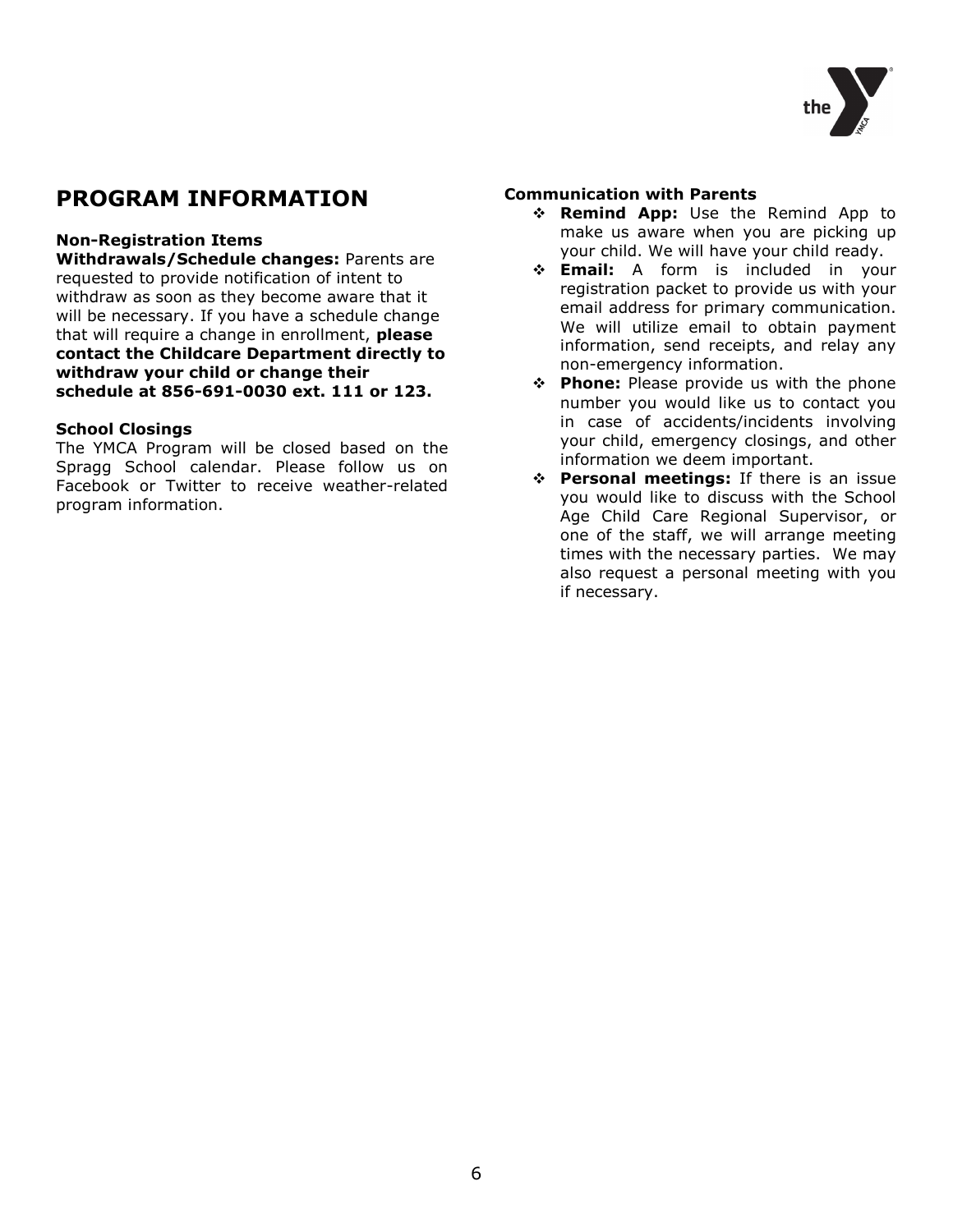# PROGRAM INFORMATION

**Non-Registration Items**

**Withdrawals/Schedule changes:** Parents are requested to provide notification of intent to withdraw as soon as they become aware that it will be necessary. If you have a schedule change that will require a change in enrollment, **please contact the Childcare Department directly to withdraw your child or change their schedule at 856-691-0030 ext. 111 or 123.**

**School Closings**

The YMCA Program will be closed based on the Spragg School calendar. Please follow us on Facebook or Twitter to receive weather-related program information.

**Communication with Parents**

- **Remind App:** Use the Remind App to make us aware when you are picking up your child. We will have your child ready.
- **Email:** A form is included in your registration packet to provide us with your email address for primary communication. We will utilize email to obtain payment information, send receipts, and relay any non-emergency information.
- **Phone:** Please provide us with the phone number you would like us to contact you in case of accidents/incidents involving your child, emergency closings, and other information we deem important.
- **Personal meetings:** If there is an issue you would like to discuss with the School Age Child Care Regional Supervisor, or one of the staff, we will arrange meeting times with the necessary parties. We may also request a personal meeting with you if necessary.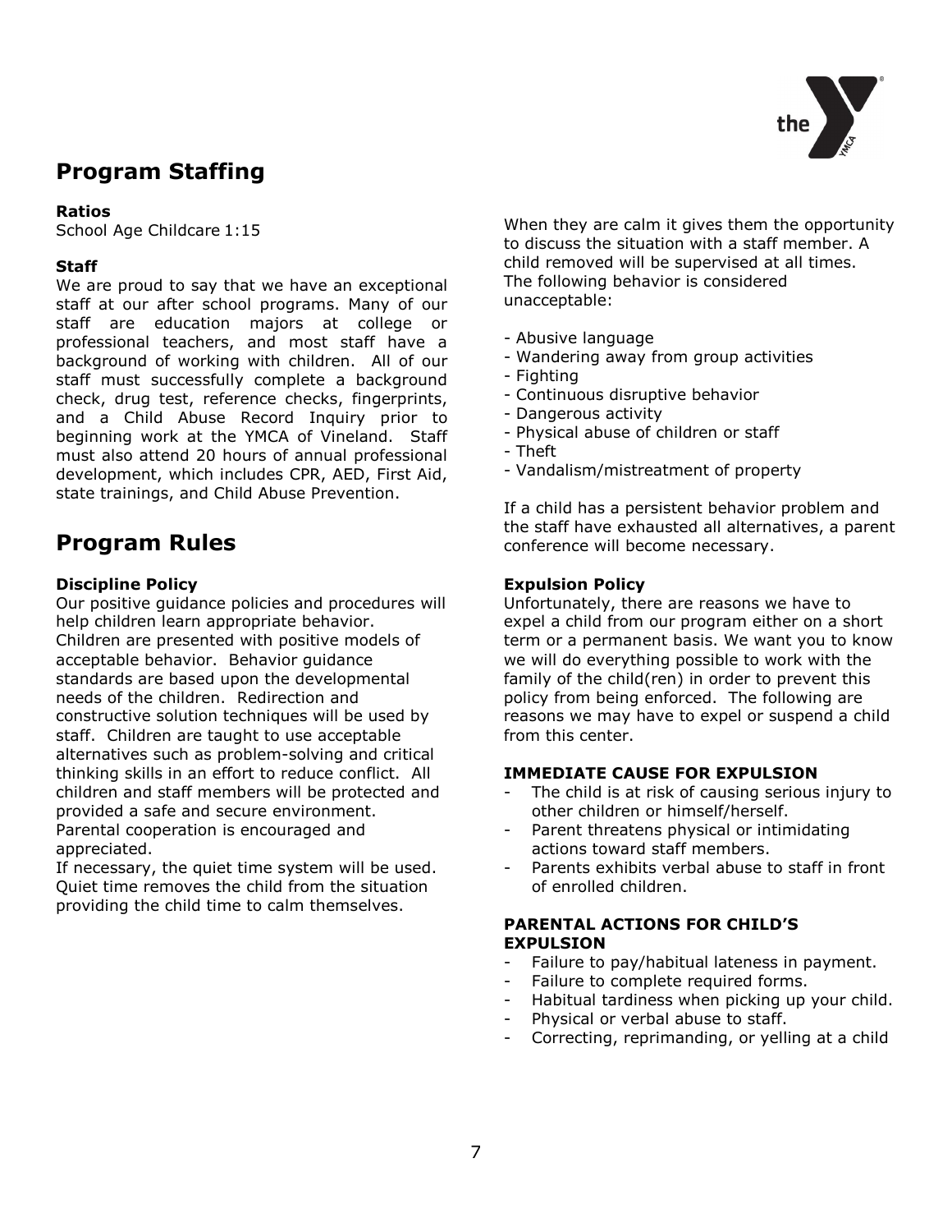## Program Staffing

**Ratios**
School Age Childcare 1:15

**Staff**
We are proud to say that we have an exceptional staff at our after school programs. Many of our staff are education majors at college or professional teachers, and most staff have a background of working with children. All of our staff must successfully complete a background check, drug test, reference checks, fingerprints, and a Child Abuse Record Inquiry prior to beginning work at the YMCA of Vineland. Staff must also attend 20 hours of annual professional development, which includes CPR, AED, First Aid, state trainings, and Child Abuse Prevention.

## Program Rules

**Discipline Policy**
Our positive guidance policies and procedures will help children learn appropriate behavior. Children are presented with positive models of acceptable behavior. Behavior guidance standards are based upon the developmental needs of the children. Redirection and constructive solution techniques will be used by staff. Children are taught to use acceptable alternatives such as problem-solving and critical thinking skills in an effort to reduce conflict. All children and staff members will be protected and provided a safe and secure environment. Parental cooperation is encouraged and appreciated.
If necessary, the quiet time system will be used. Quiet time removes the child from the situation providing the child time to calm themselves. When they are calm it gives them the opportunity to discuss the situation with a staff member. A child removed will be supervised at all times. The following behavior is considered unacceptable:

- Abusive language
- Wandering away from group activities
- Fighting
- Continuous disruptive behavior
- Dangerous activity
- Physical abuse of children or staff
- Theft
- Vandalism/mistreatment of property

If a child has a persistent behavior problem and the staff have exhausted all alternatives, a parent conference will become necessary.

**Expulsion Policy**
Unfortunately, there are reasons we have to expel a child from our program either on a short term or a permanent basis. We want you to know we will do everything possible to work with the family of the child(ren) in order to prevent this policy from being enforced. The following are reasons we may have to expel or suspend a child from this center.

**IMMEDIATE CAUSE FOR EXPULSION**
- The child is at risk of causing serious injury to other children or himself/herself.
- Parent threatens physical or intimidating actions toward staff members.
- Parents exhibits verbal abuse to staff in front of enrolled children.

**PARENTAL ACTIONS FOR CHILD'S EXPULSION**
- Failure to pay/habitual lateness in payment.
- Failure to complete required forms.
- Habitual tardiness when picking up your child.
- Physical or verbal abuse to staff.
- Correcting, reprimanding, or yelling at a child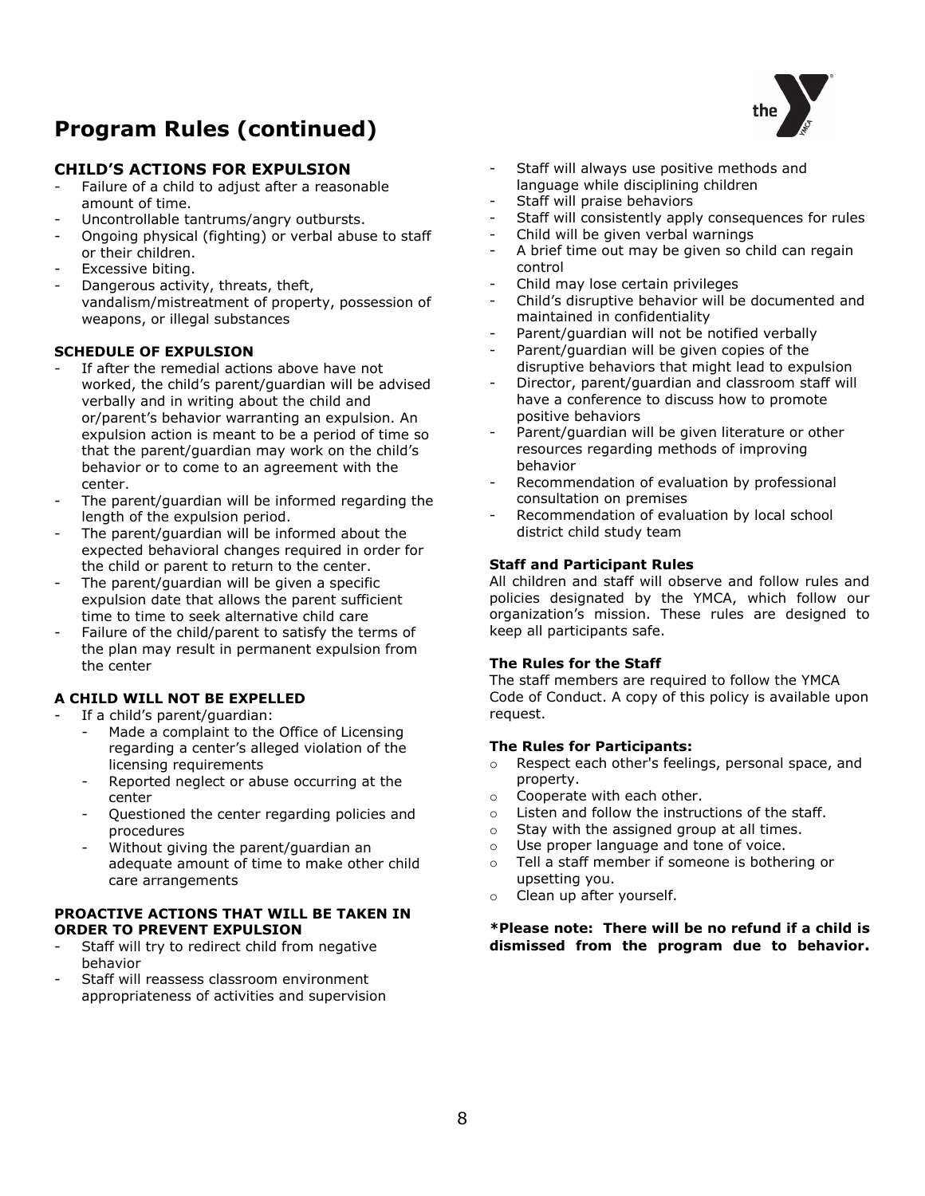# Program Rules (continued)

### CHILD'S ACTIONS FOR EXPULSION

- Failure of a child to adjust after a reasonable amount of time.
- Uncontrollable tantrums/angry outbursts.
- Ongoing physical (fighting) or verbal abuse to staff or their children.
- Excessive biting.
- Dangerous activity, threats, theft, vandalism/mistreatment of property, possession of weapons, or illegal substances

#### SCHEDULE OF EXPULSION

- If after the remedial actions above have not worked, the child's parent/guardian will be advised verbally and in writing about the child and or/parent's behavior warranting an expulsion. An expulsion action is meant to be a period of time so that the parent/guardian may work on the child's behavior or to come to an agreement with the center.
- The parent/guardian will be informed regarding the length of the expulsion period.
- The parent/guardian will be informed about the expected behavioral changes required in order for the child or parent to return to the center.
- The parent/guardian will be given a specific expulsion date that allows the parent sufficient time to time to seek alternative child care
- Failure of the child/parent to satisfy the terms of the plan may result in permanent expulsion from the center

#### A CHILD WILL NOT BE EXPELLED

- If a child's parent/guardian:
  - Made a complaint to the Office of Licensing regarding a center's alleged violation of the licensing requirements
  - Reported neglect or abuse occurring at the center
  - Questioned the center regarding policies and procedures
  - Without giving the parent/guardian an adequate amount of time to make other child care arrangements

#### PROACTIVE ACTIONS THAT WILL BE TAKEN IN ORDER TO PREVENT EXPULSION

- Staff will try to redirect child from negative behavior
- Staff will reassess classroom environment appropriateness of activities and supervision
- Staff will always use positive methods and language while disciplining children
- Staff will praise behaviors
- Staff will consistently apply consequences for rules
- Child will be given verbal warnings
- A brief time out may be given so child can regain control
- Child may lose certain privileges
- Child's disruptive behavior will be documented and maintained in confidentiality
- Parent/guardian will not be notified verbally
- Parent/guardian will be given copies of the disruptive behaviors that might lead to expulsion
- Director, parent/guardian and classroom staff will have a conference to discuss how to promote positive behaviors
- Parent/guardian will be given literature or other resources regarding methods of improving behavior
- Recommendation of evaluation by professional consultation on premises
- Recommendation of evaluation by local school district child study team

#### Staff and Participant Rules

All children and staff will observe and follow rules and policies designated by the YMCA, which follow our organization's mission. These rules are designed to keep all participants safe.

#### The Rules for the Staff

The staff members are required to follow the YMCA Code of Conduct. A copy of this policy is available upon request.

#### The Rules for Participants:

- Respect each other's feelings, personal space, and property.
- Cooperate with each other.
- Listen and follow the instructions of the staff.
- Stay with the assigned group at all times.
- Use proper language and tone of voice.
- Tell a staff member if someone is bothering or upsetting you.
- Clean up after yourself.

**\*Please note: There will be no refund if a child is dismissed from the program due to behavior.**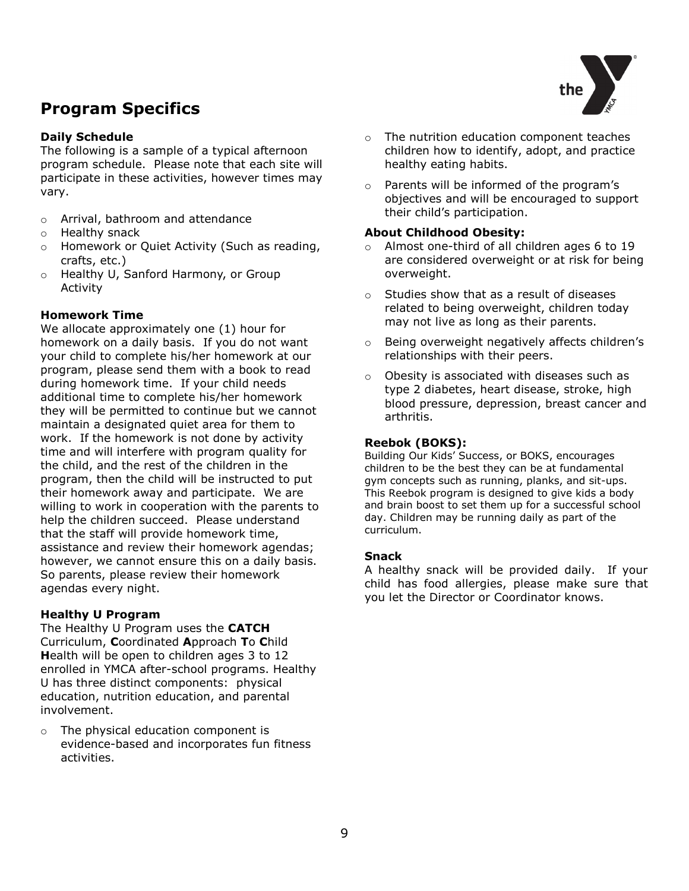## Program Specifics

**Daily Schedule**
The following is a sample of a typical afternoon program schedule. Please note that each site will participate in these activities, however times may vary.

- Arrival, bathroom and attendance
- Healthy snack
- Homework or Quiet Activity (Such as reading, crafts, etc.)
- Healthy U, Sanford Harmony, or Group Activity

**Homework Time**
We allocate approximately one (1) hour for homework on a daily basis. If you do not want your child to complete his/her homework at our program, please send them with a book to read during homework time. If your child needs additional time to complete his/her homework they will be permitted to continue but we cannot maintain a designated quiet area for them to work. If the homework is not done by activity time and will interfere with program quality for the child, and the rest of the children in the program, then the child will be instructed to put their homework away and participate. We are willing to work in cooperation with the parents to help the children succeed. Please understand that the staff will provide homework time, assistance and review their homework agendas; however, we cannot ensure this on a daily basis. So parents, please review their homework agendas every night.

**Healthy U Program**
The Healthy U Program uses the **CATCH** Curriculum, **C**oordinated **A**pproach **T**o **C**hild **H**ealth will be open to children ages 3 to 12 enrolled in YMCA after-school programs. Healthy U has three distinct components: physical education, nutrition education, and parental involvement.

- The physical education component is evidence-based and incorporates fun fitness activities.
- The nutrition education component teaches children how to identify, adopt, and practice healthy eating habits.
- Parents will be informed of the program's objectives and will be encouraged to support their child's participation.

**About Childhood Obesity:**

- Almost one-third of all children ages 6 to 19 are considered overweight or at risk for being overweight.
- Studies show that as a result of diseases related to being overweight, children today may not live as long as their parents.
- Being overweight negatively affects children's relationships with their peers.
- Obesity is associated with diseases such as type 2 diabetes, heart disease, stroke, high blood pressure, depression, breast cancer and arthritis.

**Reebok (BOKS):**
Building Our Kids' Success, or BOKS, encourages children to be the best they can be at fundamental gym concepts such as running, planks, and sit-ups. This Reebok program is designed to give kids a body and brain boost to set them up for a successful school day. Children may be running daily as part of the curriculum.

**Snack**
A healthy snack will be provided daily. If your child has food allergies, please make sure that you let the Director or Coordinator knows.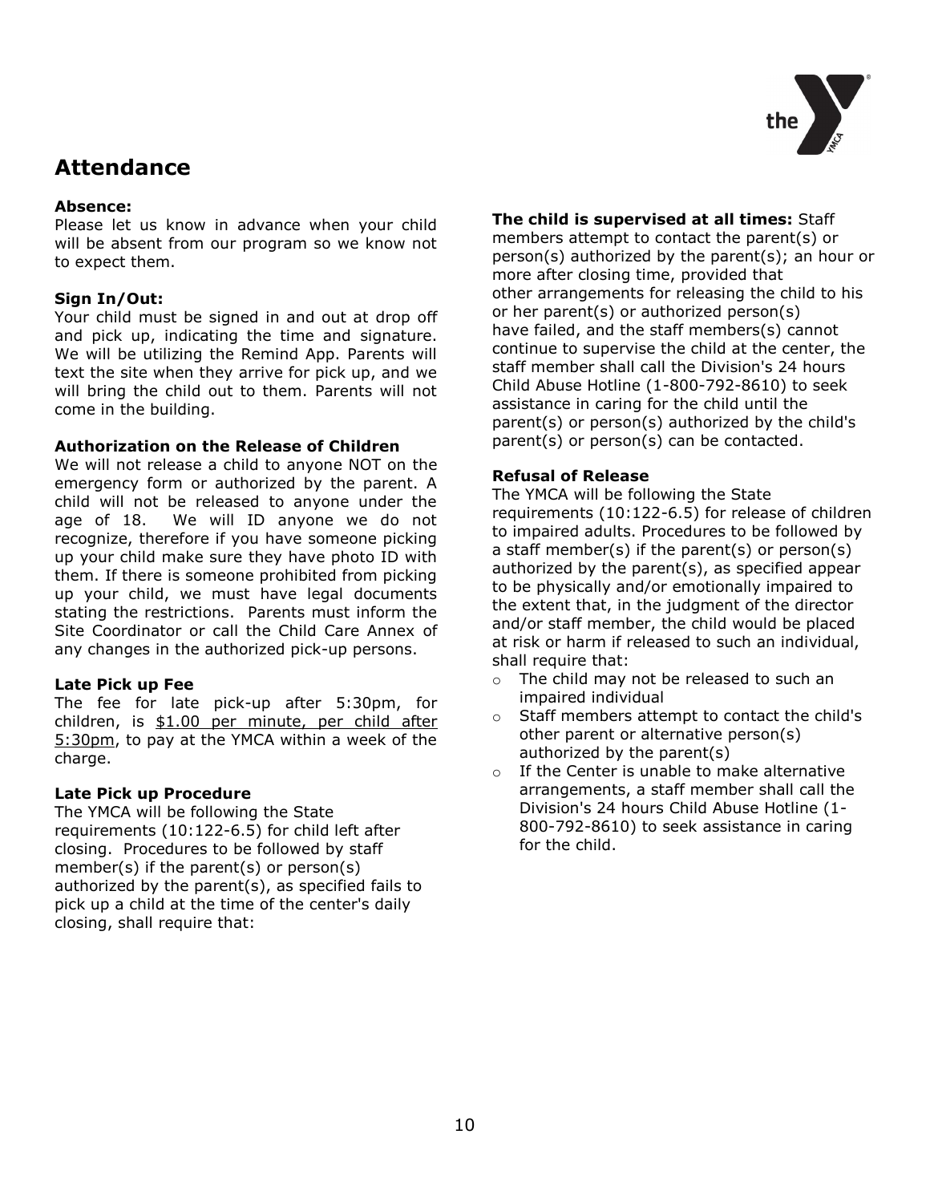## Attendance

**Absence:**
Please let us know in advance when your child will be absent from our program so we know not to expect them.

**Sign In/Out:**
Your child must be signed in and out at drop off and pick up, indicating the time and signature. We will be utilizing the Remind App. Parents will text the site when they arrive for pick up, and we will bring the child out to them. Parents will not come in the building.

**Authorization on the Release of Children**
We will not release a child to anyone NOT on the emergency form or authorized by the parent. A child will not be released to anyone under the age of 18. We will ID anyone we do not recognize, therefore if you have someone picking up your child make sure they have photo ID with them. If there is someone prohibited from picking up your child, we must have legal documents stating the restrictions. Parents must inform the Site Coordinator or call the Child Care Annex of any changes in the authorized pick-up persons.

**Late Pick up Fee**
The fee for late pick-up after 5:30pm, for children, is $1.00 per minute, per child after 5:30pm, to pay at the YMCA within a week of the charge.

**Late Pick up Procedure**
The YMCA will be following the State requirements (10:122-6.5) for child left after closing. Procedures to be followed by staff member(s) if the parent(s) or person(s) authorized by the parent(s), as specified fails to pick up a child at the time of the center's daily closing, shall require that:

**The child is supervised at all times:** Staff members attempt to contact the parent(s) or person(s) authorized by the parent(s); an hour or more after closing time, provided that other arrangements for releasing the child to his or her parent(s) or authorized person(s) have failed, and the staff members(s) cannot continue to supervise the child at the center, the staff member shall call the Division's 24 hours Child Abuse Hotline (1-800-792-8610) to seek assistance in caring for the child until the parent(s) or person(s) authorized by the child's parent(s) or person(s) can be contacted.

**Refusal of Release**
The YMCA will be following the State requirements (10:122-6.5) for release of children to impaired adults. Procedures to be followed by a staff member(s) if the parent(s) or person(s) authorized by the parent(s), as specified appear to be physically and/or emotionally impaired to the extent that, in the judgment of the director and/or staff member, the child would be placed at risk or harm if released to such an individual, shall require that:

- The child may not be released to such an impaired individual
- Staff members attempt to contact the child's other parent or alternative person(s) authorized by the parent(s)
- If the Center is unable to make alternative arrangements, a staff member shall call the Division's 24 hours Child Abuse Hotline (1-800-792-8610) to seek assistance in caring for the child.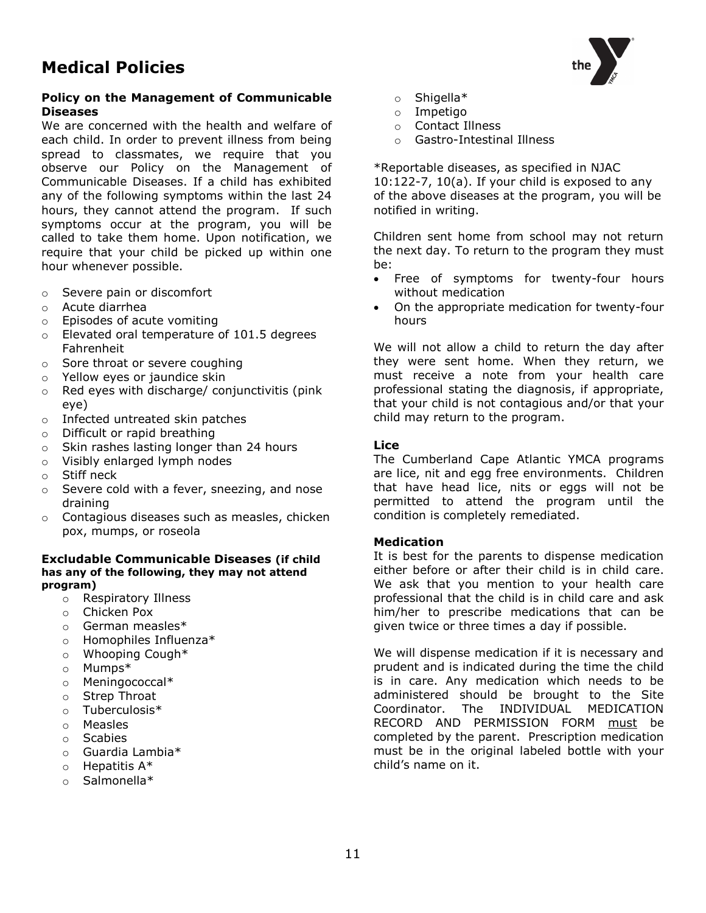# Medical Policies

**Policy on the Management of Communicable Diseases**

We are concerned with the health and welfare of each child. In order to prevent illness from being spread to classmates, we require that you observe our Policy on the Management of Communicable Diseases. If a child has exhibited any of the following symptoms within the last 24 hours, they cannot attend the program. If such symptoms occur at the program, you will be called to take them home. Upon notification, we require that your child be picked up within one hour whenever possible.

- Severe pain or discomfort
- Acute diarrhea
- Episodes of acute vomiting
- Elevated oral temperature of 101.5 degrees Fahrenheit
- Sore throat or severe coughing
- Yellow eyes or jaundice skin
- Red eyes with discharge/ conjunctivitis (pink eye)
- Infected untreated skin patches
- Difficult or rapid breathing
- Skin rashes lasting longer than 24 hours
- Visibly enlarged lymph nodes
- Stiff neck
- Severe cold with a fever, sneezing, and nose draining
- Contagious diseases such as measles, chicken pox, mumps, or roseola

**Excludable Communicable Diseases (if child has any of the following, they may not attend program)**

- Respiratory Illness
- Chicken Pox
- German measles*
- Homophiles Influenza*
- Whooping Cough*
- Mumps*
- Meningococcal*
- Strep Throat
- Tuberculosis*
- Measles
- Scabies
- Guardia Lambia*
- Hepatitis A*
- Salmonella*
- Shigella*
- Impetigo
- Contact Illness
- Gastro-Intestinal Illness

*Reportable diseases, as specified in NJAC 10:122-7, 10(a). If your child is exposed to any of the above diseases at the program, you will be notified in writing.

Children sent home from school may not return the next day. To return to the program they must be:

- Free of symptoms for twenty-four hours without medication
- On the appropriate medication for twenty-four hours

We will not allow a child to return the day after they were sent home. When they return, we must receive a note from your health care professional stating the diagnosis, if appropriate, that your child is not contagious and/or that your child may return to the program.

**Lice**

The Cumberland Cape Atlantic YMCA programs are lice, nit and egg free environments. Children that have head lice, nits or eggs will not be permitted to attend the program until the condition is completely remediated.

**Medication**

It is best for the parents to dispense medication either before or after their child is in child care. We ask that you mention to your health care professional that the child is in child care and ask him/her to prescribe medications that can be given twice or three times a day if possible.

We will dispense medication if it is necessary and prudent and is indicated during the time the child is in care. Any medication which needs to be administered should be brought to the Site Coordinator. The INDIVIDUAL MEDICATION RECORD AND PERMISSION FORM must be completed by the parent. Prescription medication must be in the original labeled bottle with your child's name on it.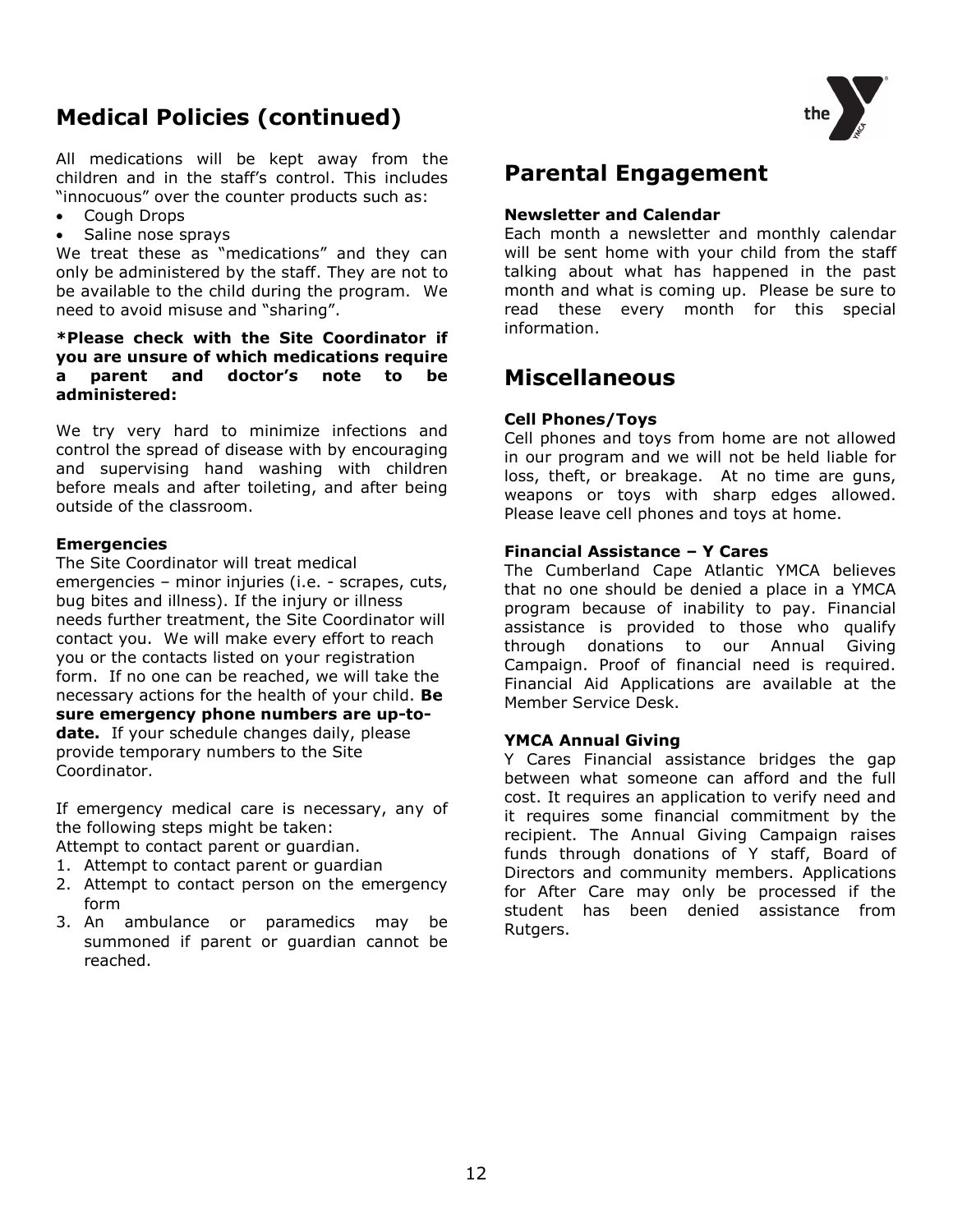## Medical Policies (continued)

All medications will be kept away from the children and in the staff's control. This includes "innocuous" over the counter products such as:

- Cough Drops
- Saline nose sprays

We treat these as "medications" and they can only be administered by the staff. They are not to be available to the child during the program. We need to avoid misuse and "sharing".

**\*Please check with the Site Coordinator if you are unsure of which medications require a parent and doctor's note to be administered:**

We try very hard to minimize infections and control the spread of disease with by encouraging and supervising hand washing with children before meals and after toileting, and after being outside of the classroom.

**Emergencies**
The Site Coordinator will treat medical emergencies – minor injuries (i.e. - scrapes, cuts, bug bites and illness). If the injury or illness needs further treatment, the Site Coordinator will contact you. We will make every effort to reach you or the contacts listed on your registration form. If no one can be reached, we will take the necessary actions for the health of your child. **Be sure emergency phone numbers are up-to-date.** If your schedule changes daily, please provide temporary numbers to the Site Coordinator.

If emergency medical care is necessary, any of the following steps might be taken:
Attempt to contact parent or guardian.

1. Attempt to contact parent or guardian
2. Attempt to contact person on the emergency form
3. An ambulance or paramedics may be summoned if parent or guardian cannot be reached.

## Parental Engagement

**Newsletter and Calendar**
Each month a newsletter and monthly calendar will be sent home with your child from the staff talking about what has happened in the past month and what is coming up. Please be sure to read these every month for this special information.

## Miscellaneous

**Cell Phones/Toys**
Cell phones and toys from home are not allowed in our program and we will not be held liable for loss, theft, or breakage. At no time are guns, weapons or toys with sharp edges allowed. Please leave cell phones and toys at home.

**Financial Assistance – Y Cares**
The Cumberland Cape Atlantic YMCA believes that no one should be denied a place in a YMCA program because of inability to pay. Financial assistance is provided to those who qualify through donations to our Annual Giving Campaign. Proof of financial need is required. Financial Aid Applications are available at the Member Service Desk.

**YMCA Annual Giving**
Y Cares Financial assistance bridges the gap between what someone can afford and the full cost. It requires an application to verify need and it requires some financial commitment by the recipient. The Annual Giving Campaign raises funds through donations of Y staff, Board of Directors and community members. Applications for After Care may only be processed if the student has been denied assistance from Rutgers.